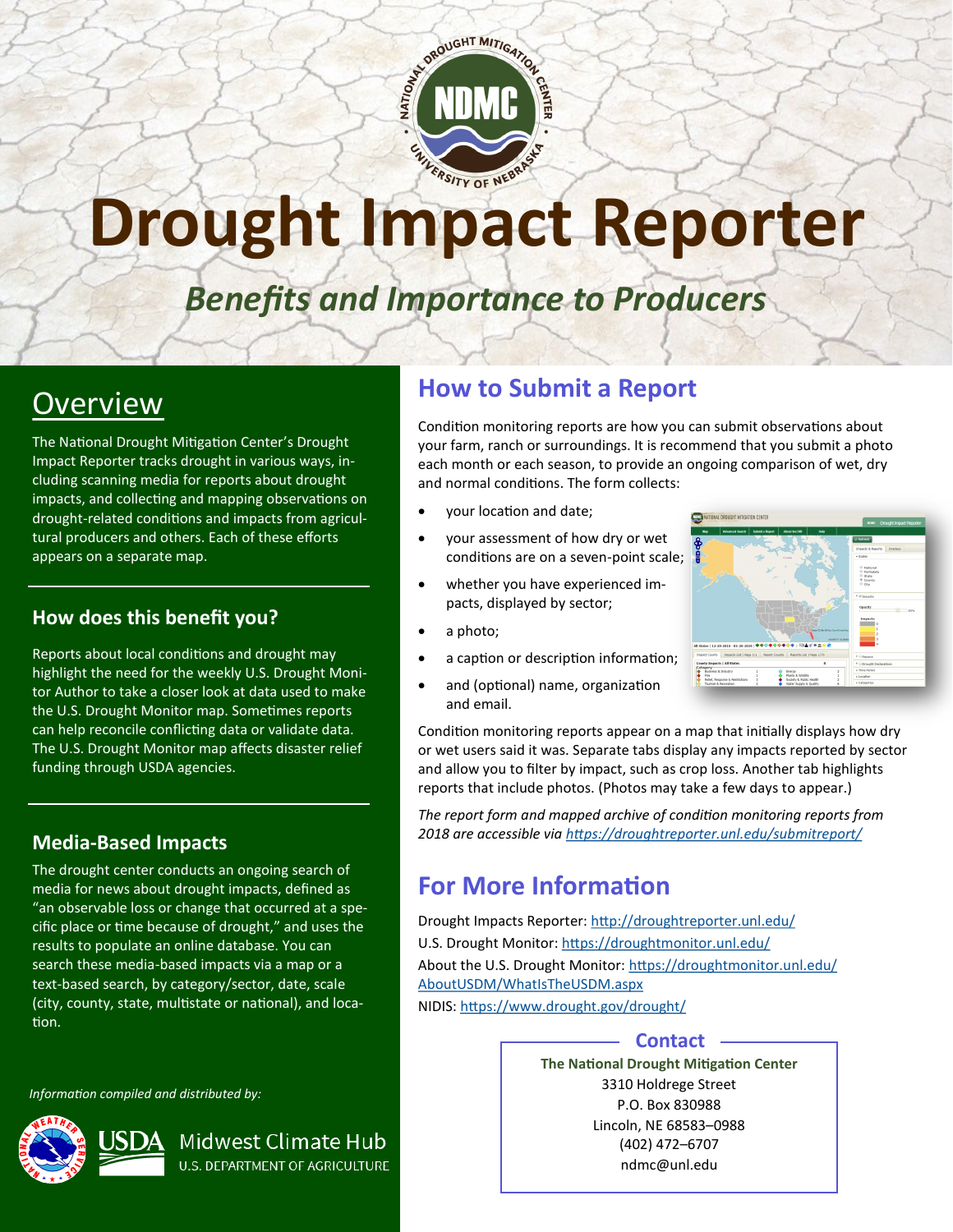# Drought Impact Reporter

## *Benefits and Importance to Producers*

## Overview

The National Drought Mitigation Center's Drought Impact Reporter tracks drought in various ways, including scanning media for reports about drought impacts, and collecting and mapping observations on drought-related conditions and impacts from agricultural producers and others. Each of these efforts appears on a separate map.

### How does this benefit you?

Reports about local conditions and drought may highlight the need for the weekly U.S. Drought Monitor Author to take a closer look at data used to make the U.S. Drought Monitor map. Sometimes reports can help reconcile conflicting data or validate data. The U.S. Drought Monitor map affects disaster relief funding through USDA agencies.

### Media-Based Impacts

The drought center conducts an ongoing search of media for news about drought impacts, defined as "an observable loss or change that occurred at a specific place or time because of drought," and uses the results to populate an online database. You can search these media-based impacts via a map or a text-based search, by category/sector, date, scale (city, county, state, multistate or national), and location.

*Information compiled and distributed by:*

USDA Midwest Climate Hub
U.S. DEPARTMENT OF AGRICULTURE

## How to Submit a Report

Condition monitoring reports are how you can submit observations about your farm, ranch or surroundings. It is recommend that you submit a photo each month or each season, to provide an ongoing comparison of wet, dry and normal conditions. The form collects:

- your location and date;
- your assessment of how dry or wet conditions are on a seven-point scale;
- whether you have experienced impacts, displayed by sector;
- a photo;
- a caption or description information;
- and (optional) name, organization and email.

Condition monitoring reports appear on a map that initially displays how dry or wet users said it was. Separate tabs display any impacts reported by sector and allow you to filter by impact, such as crop loss. Another tab highlights reports that include photos. (Photos may take a few days to appear.)

*The report form and mapped archive of condition monitoring reports from 2018 are accessible via https://droughtreporter.unl.edu/submitreport/*

## For More Information

Drought Impacts Reporter: http://droughtreporter.unl.edu/
U.S. Drought Monitor: https://droughtmonitor.unl.edu/
About the U.S. Drought Monitor: https://droughtmonitor.unl.edu/AboutUSDM/WhatIsTheUSDM.aspx
NIDIS: https://www.drought.gov/drought/

### Contact

**The National Drought Mitigation Center**
3310 Holdrege Street
P.O. Box 830988
Lincoln, NE 68583–0988
(402) 472–6707
ndmc@unl.edu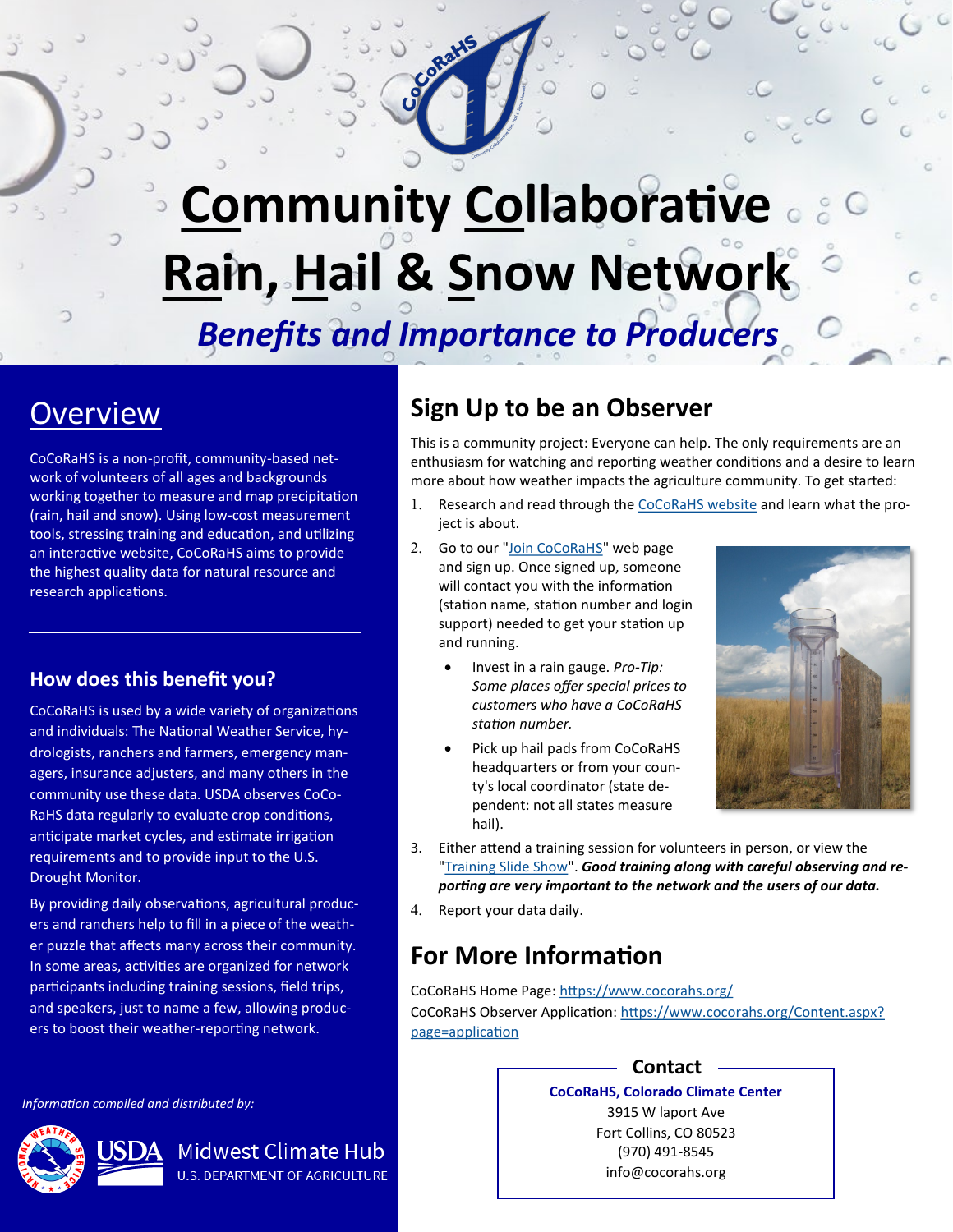# Community Collaborative Rain, Hail & Snow Network

## *Benefits and Importance to Producers*

## Overview

CoCoRaHS is a non-profit, community-based network of volunteers of all ages and backgrounds working together to measure and map precipitation (rain, hail and snow). Using low-cost measurement tools, stressing training and education, and utilizing an interactive website, CoCoRaHS aims to provide the highest quality data for natural resource and research applications.

### How does this benefit you?

CoCoRaHS is used by a wide variety of organizations and individuals: The National Weather Service, hydrologists, ranchers and farmers, emergency managers, insurance adjusters, and many others in the community use these data. USDA observes CoCoRaHS data regularly to evaluate crop conditions, anticipate market cycles, and estimate irrigation requirements and to provide input to the U.S. Drought Monitor.

By providing daily observations, agricultural producers and ranchers help to fill in a piece of the weather puzzle that affects many across their community. In some areas, activities are organized for network participants including training sessions, field trips, and speakers, just to name a few, allowing producers to boost their weather-reporting network.

*Information compiled and distributed by:*

USDA Midwest Climate Hub
U.S. DEPARTMENT OF AGRICULTURE

## Sign Up to be an Observer

This is a community project: Everyone can help. The only requirements are an enthusiasm for watching and reporting weather conditions and a desire to learn more about how weather impacts the agriculture community. To get started:

1. Research and read through the CoCoRaHS website and learn what the project is about.
2. Go to our "Join CoCoRaHS" web page and sign up. Once signed up, someone will contact you with the information (station name, station number and login support) needed to get your station up and running.
   - Invest in a rain gauge. *Pro-Tip: Some places offer special prices to customers who have a CoCoRaHS station number.*
   - Pick up hail pads from CoCoRaHS headquarters or from your county's local coordinator (state dependent: not all states measure hail).
3. Either attend a training session for volunteers in person, or view the "Training Slide Show". ***Good training along with careful observing and reporting are very important to the network and the users of our data.***
4. Report your data daily.

## For More Information

CoCoRaHS Home Page: https://www.cocorahs.org/
CoCoRaHS Observer Application: https://www.cocorahs.org/Content.aspx?page=application

### Contact

**CoCoRaHS, Colorado Climate Center**
3915 W laport Ave
Fort Collins, CO 80523
(970) 491-8545
info@cocorahs.org